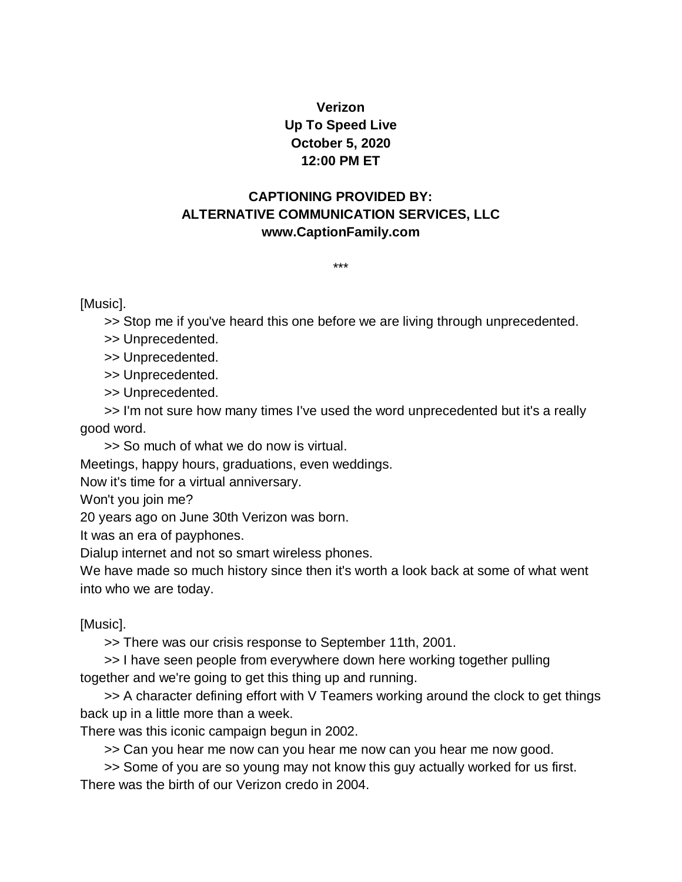**Verizon**
**Up To Speed Live**
**October 5, 2020**
**12:00 PM ET**

**CAPTIONING PROVIDED BY:**
**ALTERNATIVE COMMUNICATION SERVICES, LLC**
**www.CaptionFamily.com**

***

[Music].

>> Stop me if you've heard this one before we are living through unprecedented.

>> Unprecedented.

>> Unprecedented.

>> Unprecedented.

>> Unprecedented.

>> I'm not sure how many times I've used the word unprecedented but it's a really good word.

>> So much of what we do now is virtual.
Meetings, happy hours, graduations, even weddings.
Now it's time for a virtual anniversary.
Won't you join me?
20 years ago on June 30th Verizon was born.
It was an era of payphones.
Dialup internet and not so smart wireless phones.
We have made so much history since then it's worth a look back at some of what went into who we are today.

[Music].

>> There was our crisis response to September 11th, 2001.

>> I have seen people from everywhere down here working together pulling together and we're going to get this thing up and running.

>> A character defining effort with V Teamers working around the clock to get things back up in a little more than a week.
There was this iconic campaign begun in 2002.

>> Can you hear me now can you hear me now can you hear me now good.

>> Some of you are so young may not know this guy actually worked for us first.
There was the birth of our Verizon credo in 2004.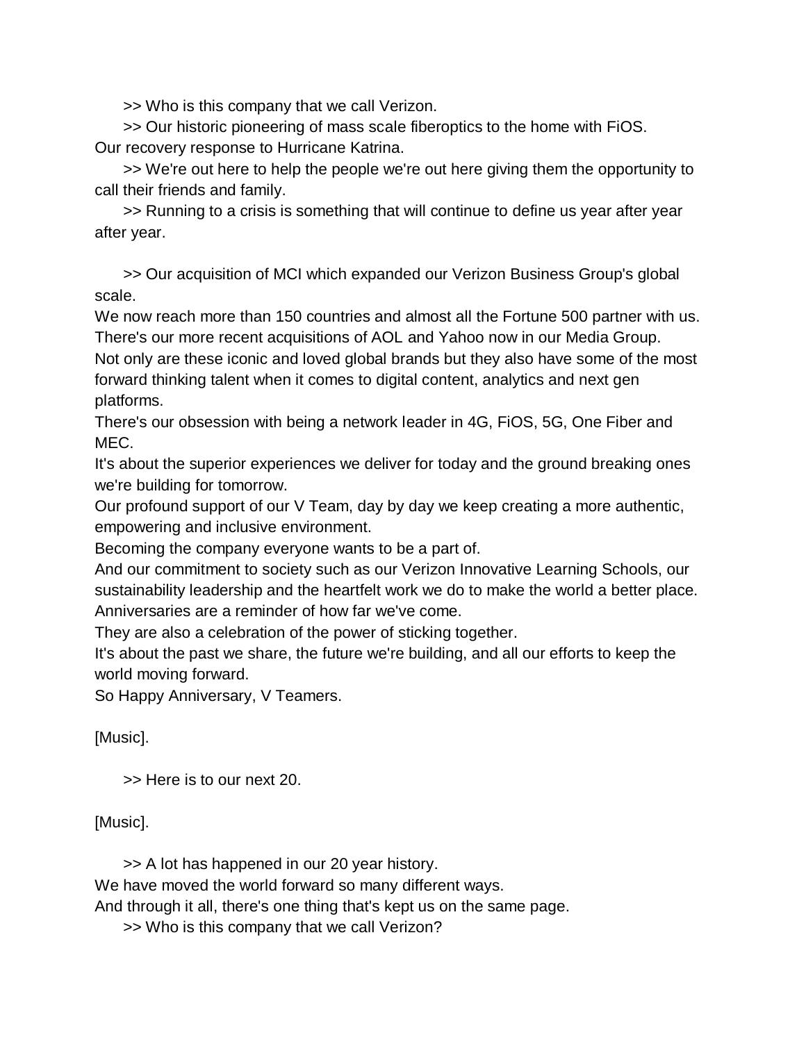>> Who is this company that we call Verizon.

>> Our historic pioneering of mass scale fiberoptics to the home with FiOS.
Our recovery response to Hurricane Katrina.

>> We're out here to help the people we're out here giving them the opportunity to call their friends and family.

>> Running to a crisis is something that will continue to define us year after year after year.

>> Our acquisition of MCI which expanded our Verizon Business Group's global scale.
We now reach more than 150 countries and almost all the Fortune 500 partner with us.
There's our more recent acquisitions of AOL and Yahoo now in our Media Group.
Not only are these iconic and loved global brands but they also have some of the most forward thinking talent when it comes to digital content, analytics and next gen platforms.
There's our obsession with being a network leader in 4G, FiOS, 5G, One Fiber and MEC.
It's about the superior experiences we deliver for today and the ground breaking ones we're building for tomorrow.
Our profound support of our V Team, day by day we keep creating a more authentic, empowering and inclusive environment.
Becoming the company everyone wants to be a part of.
And our commitment to society such as our Verizon Innovative Learning Schools, our sustainability leadership and the heartfelt work we do to make the world a better place.
Anniversaries are a reminder of how far we've come.
They are also a celebration of the power of sticking together.
It's about the past we share, the future we're building, and all our efforts to keep the world moving forward.
So Happy Anniversary, V Teamers.

[Music].

>> Here is to our next 20.

[Music].

>> A lot has happened in our 20 year history.
We have moved the world forward so many different ways.
And through it all, there's one thing that's kept us on the same page.

>> Who is this company that we call Verizon?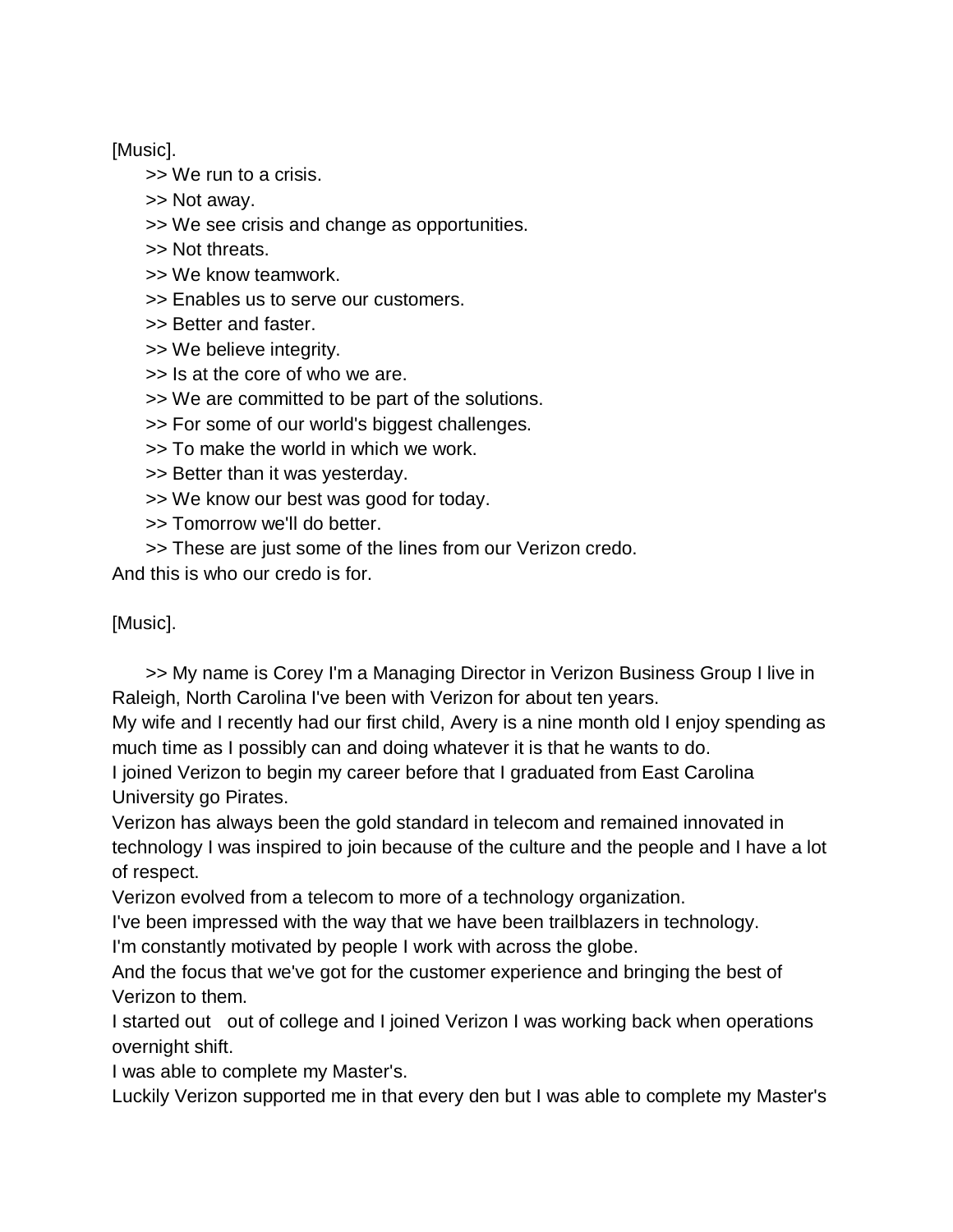[Music].

>> We run to a crisis.

>> Not away.

>> We see crisis and change as opportunities.

>> Not threats.

>> We know teamwork.

>> Enables us to serve our customers.

>> Better and faster.

>> We believe integrity.

>> Is at the core of who we are.

>> We are committed to be part of the solutions.

>> For some of our world's biggest challenges.

>> To make the world in which we work.

>> Better than it was yesterday.

>> We know our best was good for today.

>> Tomorrow we'll do better.

>> These are just some of the lines from our Verizon credo.

And this is who our credo is for.

[Music].

>> My name is Corey I'm a Managing Director in Verizon Business Group I live in Raleigh, North Carolina I've been with Verizon for about ten years.

My wife and I recently had our first child, Avery is a nine month old I enjoy spending as much time as I possibly can and doing whatever it is that he wants to do.

I joined Verizon to begin my career before that I graduated from East Carolina University go Pirates.

Verizon has always been the gold standard in telecom and remained innovated in technology I was inspired to join because of the culture and the people and I have a lot of respect.

Verizon evolved from a telecom to more of a technology organization.

I've been impressed with the way that we have been trailblazers in technology.

I'm constantly motivated by people I work with across the globe.

And the focus that we've got for the customer experience and bringing the best of Verizon to them.

I started out out of college and I joined Verizon I was working back when operations overnight shift.

I was able to complete my Master's.

Luckily Verizon supported me in that every den but I was able to complete my Master's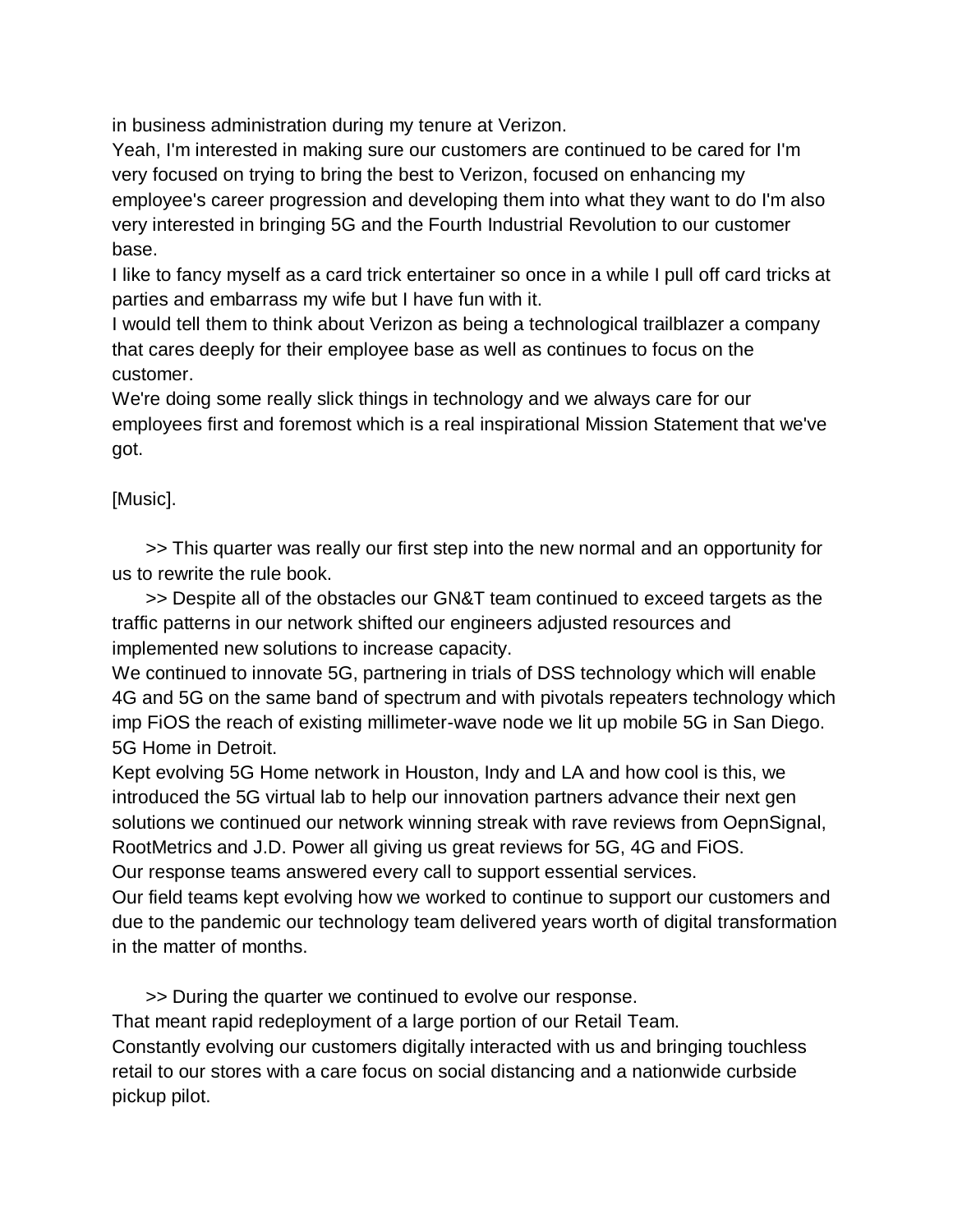in business administration during my tenure at Verizon.
Yeah, I'm interested in making sure our customers are continued to be cared for I'm very focused on trying to bring the best to Verizon, focused on enhancing my employee's career progression and developing them into what they want to do I'm also very interested in bringing 5G and the Fourth Industrial Revolution to our customer base.
I like to fancy myself as a card trick entertainer so once in a while I pull off card tricks at parties and embarrass my wife but I have fun with it.
I would tell them to think about Verizon as being a technological trailblazer a company that cares deeply for their employee base as well as continues to focus on the customer.
We're doing some really slick things in technology and we always care for our employees first and foremost which is a real inspirational Mission Statement that we've got.

[Music].

>> This quarter was really our first step into the new normal and an opportunity for us to rewrite the rule book.

>> Despite all of the obstacles our GN&T team continued to exceed targets as the traffic patterns in our network shifted our engineers adjusted resources and implemented new solutions to increase capacity.
We continued to innovate 5G, partnering in trials of DSS technology which will enable 4G and 5G on the same band of spectrum and with pivotals repeaters technology which imp FiOS the reach of existing millimeter-wave node we lit up mobile 5G in San Diego.
5G Home in Detroit.
Kept evolving 5G Home network in Houston, Indy and LA and how cool is this, we introduced the 5G virtual lab to help our innovation partners advance their next gen solutions we continued our network winning streak with rave reviews from OepnSignal, RootMetrics and J.D. Power all giving us great reviews for 5G, 4G and FiOS.
Our response teams answered every call to support essential services.
Our field teams kept evolving how we worked to continue to support our customers and due to the pandemic our technology team delivered years worth of digital transformation in the matter of months.

>> During the quarter we continued to evolve our response.
That meant rapid redeployment of a large portion of our Retail Team.
Constantly evolving our customers digitally interacted with us and bringing touchless retail to our stores with a care focus on social distancing and a nationwide curbside pickup pilot.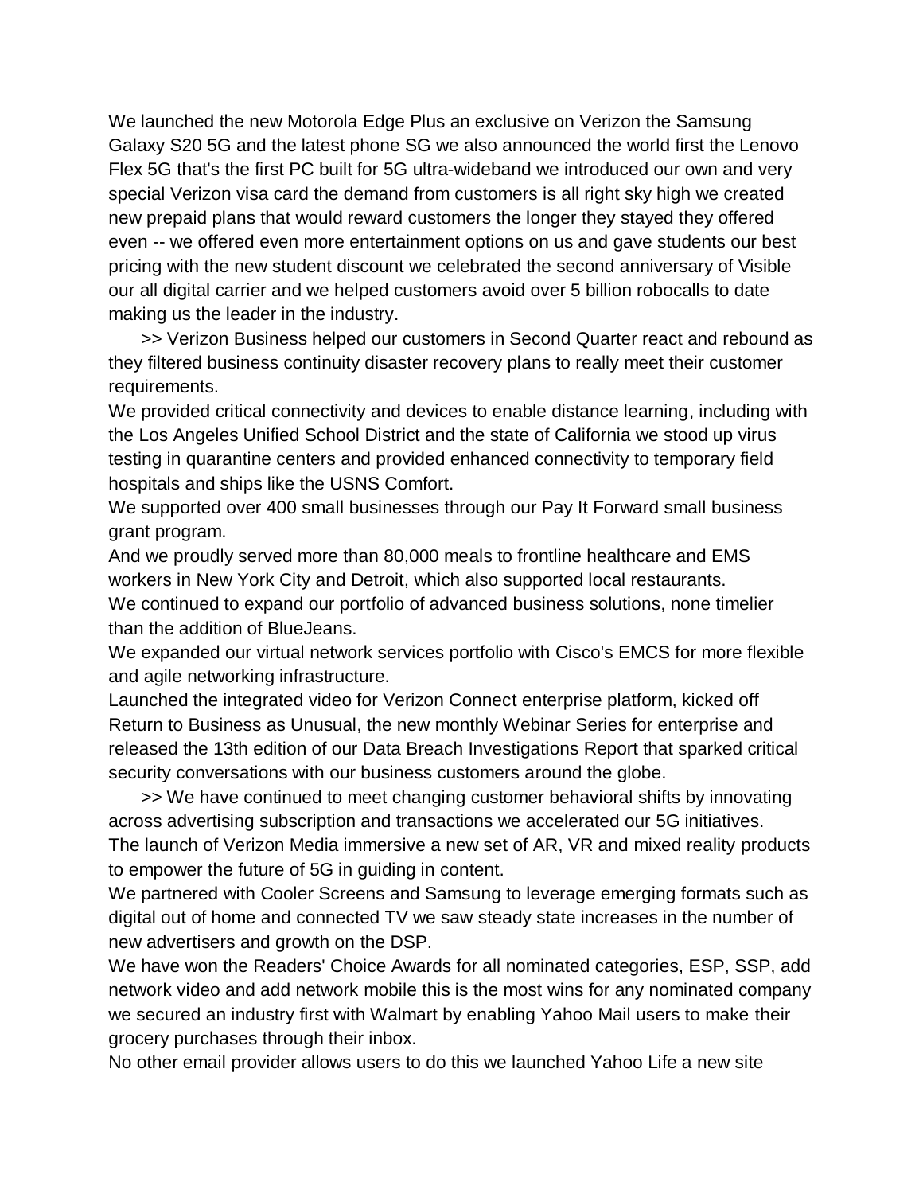We launched the new Motorola Edge Plus an exclusive on Verizon the Samsung Galaxy S20 5G and the latest phone SG we also announced the world first the Lenovo Flex 5G that's the first PC built for 5G ultra-wideband we introduced our own and very special Verizon visa card the demand from customers is all right sky high we created new prepaid plans that would reward customers the longer they stayed they offered even -- we offered even more entertainment options on us and gave students our best pricing with the new student discount we celebrated the second anniversary of Visible our all digital carrier and we helped customers avoid over 5 billion robocalls to date making us the leader in the industry.

>> Verizon Business helped our customers in Second Quarter react and rebound as they filtered business continuity disaster recovery plans to really meet their customer requirements.

We provided critical connectivity and devices to enable distance learning, including with the Los Angeles Unified School District and the state of California we stood up virus testing in quarantine centers and provided enhanced connectivity to temporary field hospitals and ships like the USNS Comfort.

We supported over 400 small businesses through our Pay It Forward small business grant program.

And we proudly served more than 80,000 meals to frontline healthcare and EMS workers in New York City and Detroit, which also supported local restaurants.

We continued to expand our portfolio of advanced business solutions, none timelier than the addition of BlueJeans.

We expanded our virtual network services portfolio with Cisco's EMCS for more flexible and agile networking infrastructure.

Launched the integrated video for Verizon Connect enterprise platform, kicked off Return to Business as Unusual, the new monthly Webinar Series for enterprise and released the 13th edition of our Data Breach Investigations Report that sparked critical security conversations with our business customers around the globe.

>> We have continued to meet changing customer behavioral shifts by innovating across advertising subscription and transactions we accelerated our 5G initiatives.

The launch of Verizon Media immersive a new set of AR, VR and mixed reality products to empower the future of 5G in guiding in content.

We partnered with Cooler Screens and Samsung to leverage emerging formats such as digital out of home and connected TV we saw steady state increases in the number of new advertisers and growth on the DSP.

We have won the Readers' Choice Awards for all nominated categories, ESP, SSP, add network video and add network mobile this is the most wins for any nominated company we secured an industry first with Walmart by enabling Yahoo Mail users to make their grocery purchases through their inbox.

No other email provider allows users to do this we launched Yahoo Life a new site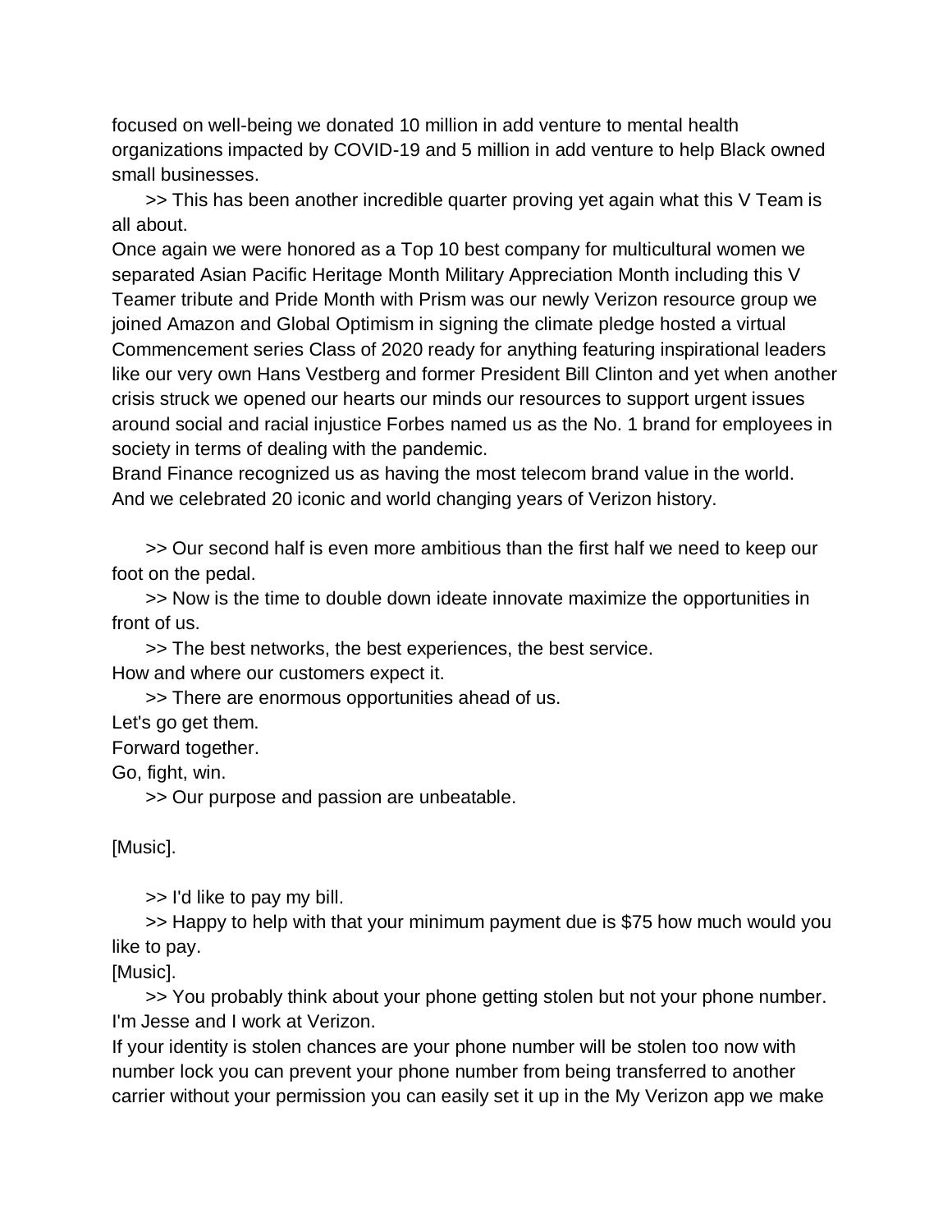focused on well-being we donated 10 million in add venture to mental health organizations impacted by COVID-19 and 5 million in add venture to help Black owned small businesses.

>> This has been another incredible quarter proving yet again what this V Team is all about.
Once again we were honored as a Top 10 best company for multicultural women we separated Asian Pacific Heritage Month Military Appreciation Month including this V Teamer tribute and Pride Month with Prism was our newly Verizon resource group we joined Amazon and Global Optimism in signing the climate pledge hosted a virtual Commencement series Class of 2020 ready for anything featuring inspirational leaders like our very own Hans Vestberg and former President Bill Clinton and yet when another crisis struck we opened our hearts our minds our resources to support urgent issues around social and racial injustice Forbes named us as the No. 1 brand for employees in society in terms of dealing with the pandemic.
Brand Finance recognized us as having the most telecom brand value in the world.
And we celebrated 20 iconic and world changing years of Verizon history.

>> Our second half is even more ambitious than the first half we need to keep our foot on the pedal.

>> Now is the time to double down ideate innovate maximize the opportunities in front of us.

>> The best networks, the best experiences, the best service.
How and where our customers expect it.

>> There are enormous opportunities ahead of us.
Let's go get them.
Forward together.
Go, fight, win.

>> Our purpose and passion are unbeatable.

[Music].

>> I'd like to pay my bill.

>> Happy to help with that your minimum payment due is $75 how much would you like to pay.
[Music].

>> You probably think about your phone getting stolen but not your phone number.
I'm Jesse and I work at Verizon.
If your identity is stolen chances are your phone number will be stolen too now with number lock you can prevent your phone number from being transferred to another carrier without your permission you can easily set it up in the My Verizon app we make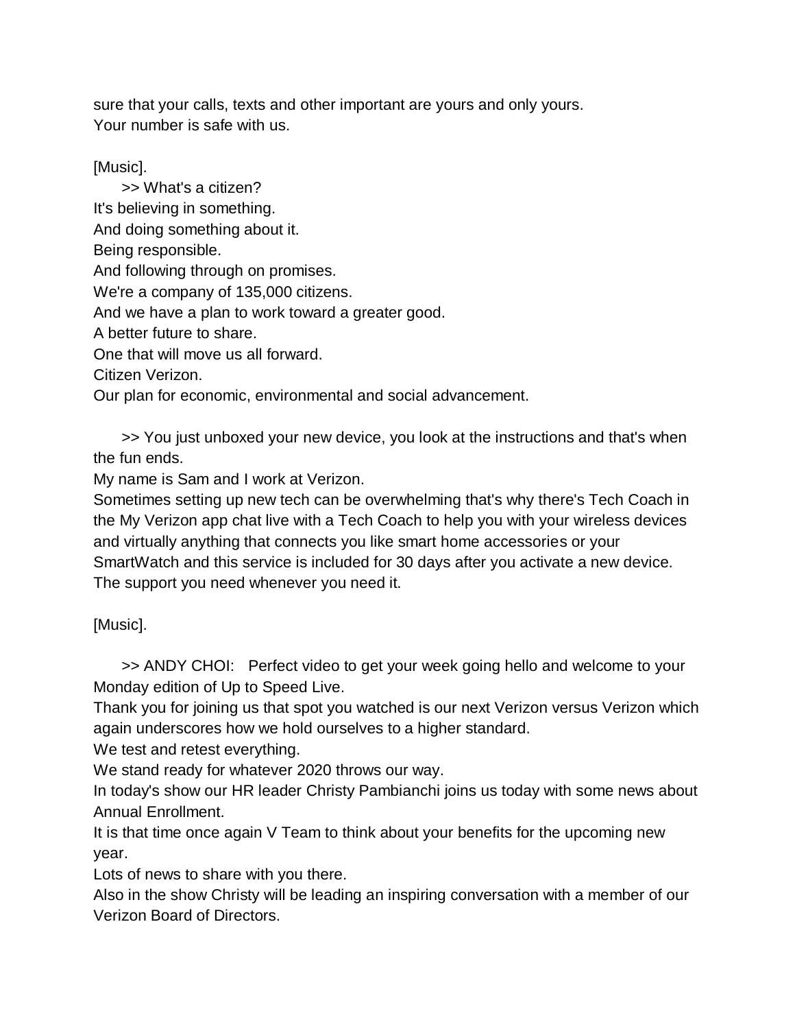sure that your calls, texts and other important are yours and only yours.
Your number is safe with us.

[Music].

>> What's a citizen?
It's believing in something.
And doing something about it.
Being responsible.
And following through on promises.
We're a company of 135,000 citizens.
And we have a plan to work toward a greater good.
A better future to share.
One that will move us all forward.
Citizen Verizon.
Our plan for economic, environmental and social advancement.

>> You just unboxed your new device, you look at the instructions and that's when the fun ends.
My name is Sam and I work at Verizon.
Sometimes setting up new tech can be overwhelming that's why there's Tech Coach in the My Verizon app chat live with a Tech Coach to help you with your wireless devices and virtually anything that connects you like smart home accessories or your SmartWatch and this service is included for 30 days after you activate a new device.
The support you need whenever you need it.

[Music].

>> ANDY CHOI: Perfect video to get your week going hello and welcome to your Monday edition of Up to Speed Live.
Thank you for joining us that spot you watched is our next Verizon versus Verizon which again underscores how we hold ourselves to a higher standard.
We test and retest everything.
We stand ready for whatever 2020 throws our way.
In today's show our HR leader Christy Pambianchi joins us today with some news about Annual Enrollment.
It is that time once again V Team to think about your benefits for the upcoming new year.
Lots of news to share with you there.
Also in the show Christy will be leading an inspiring conversation with a member of our Verizon Board of Directors.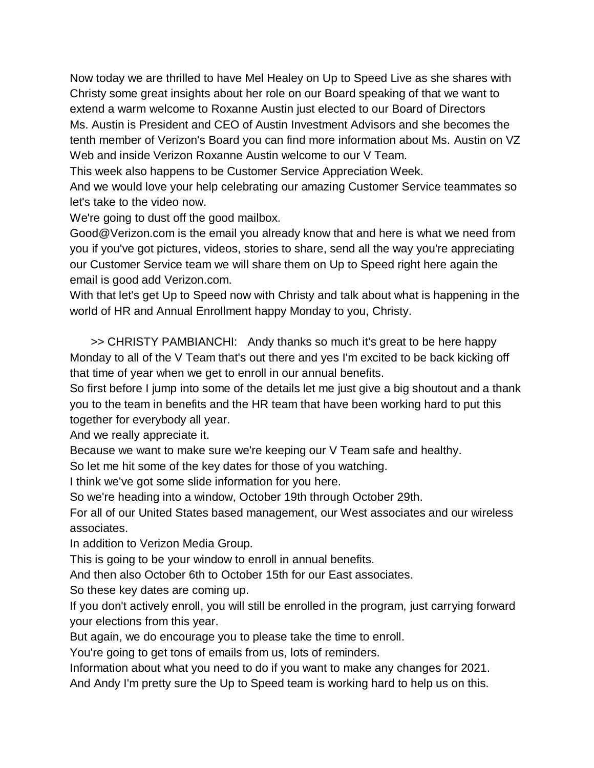Now today we are thrilled to have Mel Healey on Up to Speed Live as she shares with Christy some great insights about her role on our Board speaking of that we want to extend a warm welcome to Roxanne Austin just elected to our Board of Directors Ms. Austin is President and CEO of Austin Investment Advisors and she becomes the tenth member of Verizon's Board you can find more information about Ms. Austin on VZ Web and inside Verizon Roxanne Austin welcome to our V Team.

This week also happens to be Customer Service Appreciation Week.

And we would love your help celebrating our amazing Customer Service teammates so let's take to the video now.

We're going to dust off the good mailbox.

Good@Verizon.com is the email you already know that and here is what we need from you if you've got pictures, videos, stories to share, send all the way you're appreciating our Customer Service team we will share them on Up to Speed right here again the email is good add Verizon.com.

With that let's get Up to Speed now with Christy and talk about what is happening in the world of HR and Annual Enrollment happy Monday to you, Christy.

>> CHRISTY PAMBIANCHI: Andy thanks so much it's great to be here happy Monday to all of the V Team that's out there and yes I'm excited to be back kicking off that time of year when we get to enroll in our annual benefits.

So first before I jump into some of the details let me just give a big shoutout and a thank you to the team in benefits and the HR team that have been working hard to put this together for everybody all year.

And we really appreciate it.

Because we want to make sure we're keeping our V Team safe and healthy.

So let me hit some of the key dates for those of you watching.

I think we've got some slide information for you here.

So we're heading into a window, October 19th through October 29th.

For all of our United States based management, our West associates and our wireless associates.

In addition to Verizon Media Group.

This is going to be your window to enroll in annual benefits.

And then also October 6th to October 15th for our East associates.

So these key dates are coming up.

If you don't actively enroll, you will still be enrolled in the program, just carrying forward your elections from this year.

But again, we do encourage you to please take the time to enroll.

You're going to get tons of emails from us, lots of reminders.

Information about what you need to do if you want to make any changes for 2021.

And Andy I'm pretty sure the Up to Speed team is working hard to help us on this.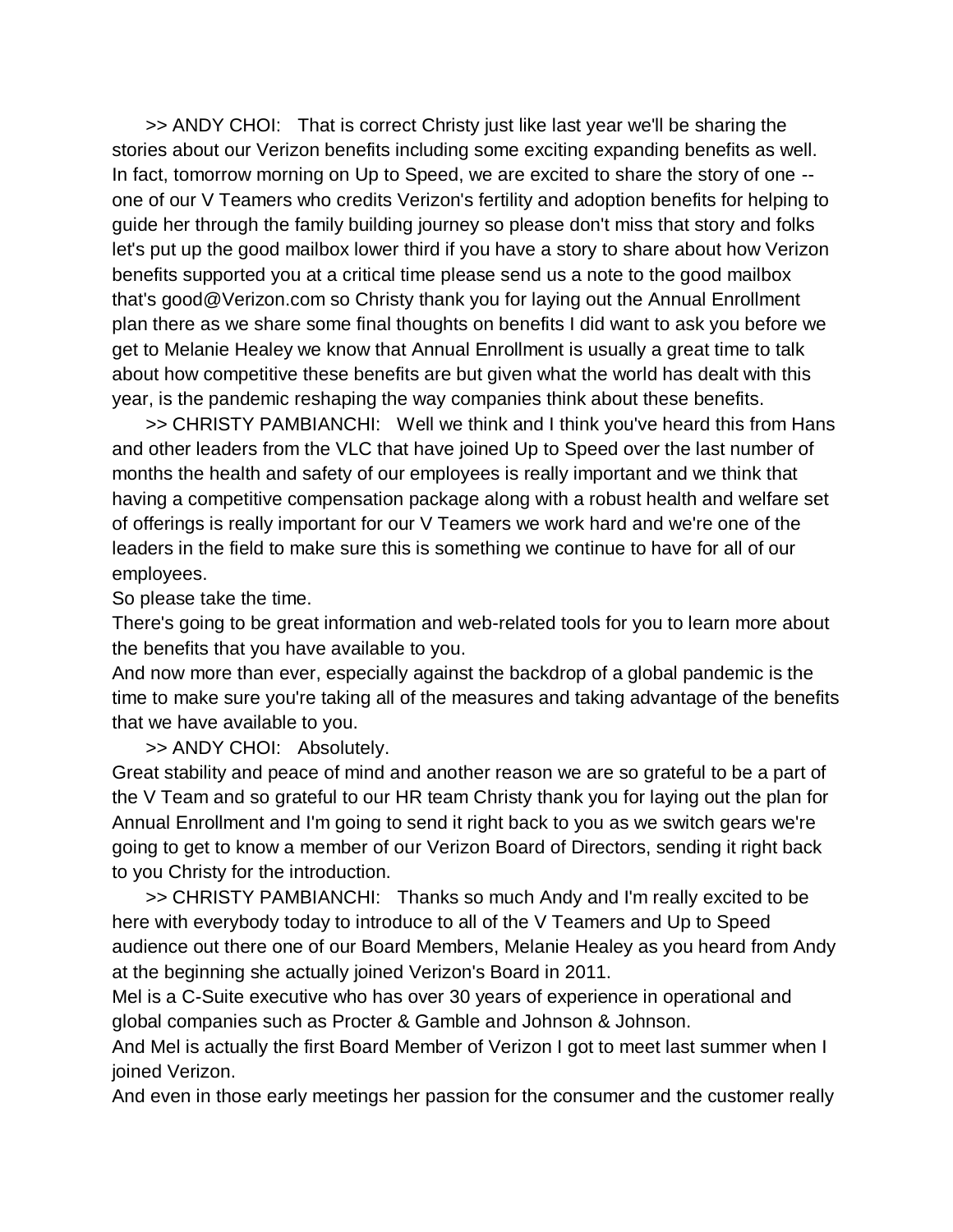>> ANDY CHOI: That is correct Christy just like last year we'll be sharing the stories about our Verizon benefits including some exciting expanding benefits as well. In fact, tomorrow morning on Up to Speed, we are excited to share the story of one -- one of our V Teamers who credits Verizon's fertility and adoption benefits for helping to guide her through the family building journey so please don't miss that story and folks let's put up the good mailbox lower third if you have a story to share about how Verizon benefits supported you at a critical time please send us a note to the good mailbox that's good@Verizon.com so Christy thank you for laying out the Annual Enrollment plan there as we share some final thoughts on benefits I did want to ask you before we get to Melanie Healey we know that Annual Enrollment is usually a great time to talk about how competitive these benefits are but given what the world has dealt with this year, is the pandemic reshaping the way companies think about these benefits.

>> CHRISTY PAMBIANCHI: Well we think and I think you've heard this from Hans and other leaders from the VLC that have joined Up to Speed over the last number of months the health and safety of our employees is really important and we think that having a competitive compensation package along with a robust health and welfare set of offerings is really important for our V Teamers we work hard and we're one of the leaders in the field to make sure this is something we continue to have for all of our employees.

So please take the time.

There's going to be great information and web-related tools for you to learn more about the benefits that you have available to you.

And now more than ever, especially against the backdrop of a global pandemic is the time to make sure you're taking all of the measures and taking advantage of the benefits that we have available to you.

>> ANDY CHOI: Absolutely.

Great stability and peace of mind and another reason we are so grateful to be a part of the V Team and so grateful to our HR team Christy thank you for laying out the plan for Annual Enrollment and I'm going to send it right back to you as we switch gears we're going to get to know a member of our Verizon Board of Directors, sending it right back to you Christy for the introduction.

>> CHRISTY PAMBIANCHI: Thanks so much Andy and I'm really excited to be here with everybody today to introduce to all of the V Teamers and Up to Speed audience out there one of our Board Members, Melanie Healey as you heard from Andy at the beginning she actually joined Verizon's Board in 2011.

Mel is a C-Suite executive who has over 30 years of experience in operational and global companies such as Procter & Gamble and Johnson & Johnson.

And Mel is actually the first Board Member of Verizon I got to meet last summer when I joined Verizon.

And even in those early meetings her passion for the consumer and the customer really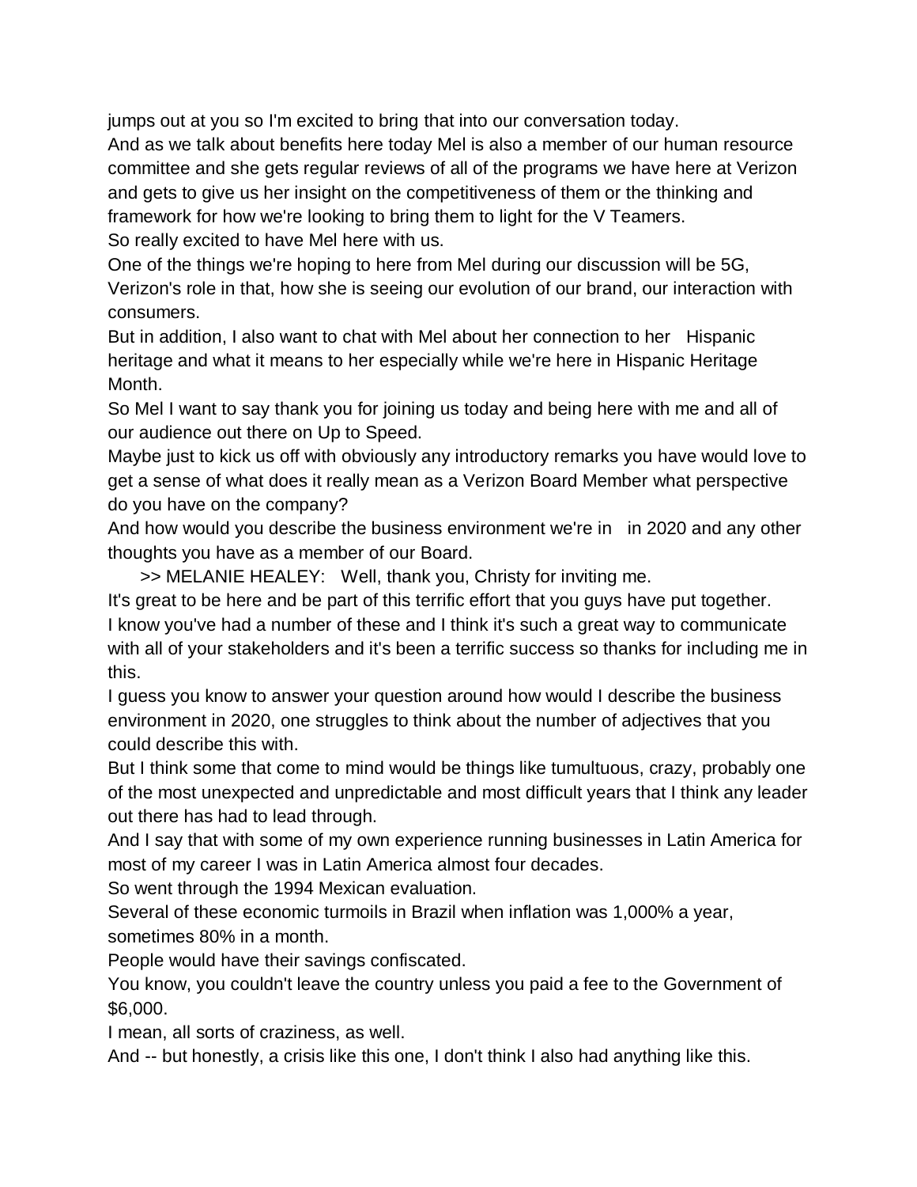jumps out at you so I'm excited to bring that into our conversation today.

And as we talk about benefits here today Mel is also a member of our human resource committee and she gets regular reviews of all of the programs we have here at Verizon and gets to give us her insight on the competitiveness of them or the thinking and framework for how we're looking to bring them to light for the V Teamers.

So really excited to have Mel here with us.

One of the things we're hoping to here from Mel during our discussion will be 5G, Verizon's role in that, how she is seeing our evolution of our brand, our interaction with consumers.

But in addition, I also want to chat with Mel about her connection to her Hispanic heritage and what it means to her especially while we're here in Hispanic Heritage Month.

So Mel I want to say thank you for joining us today and being here with me and all of our audience out there on Up to Speed.

Maybe just to kick us off with obviously any introductory remarks you have would love to get a sense of what does it really mean as a Verizon Board Member what perspective do you have on the company?

And how would you describe the business environment we're in in 2020 and any other thoughts you have as a member of our Board.

>> MELANIE HEALEY: Well, thank you, Christy for inviting me.

It's great to be here and be part of this terrific effort that you guys have put together.

I know you've had a number of these and I think it's such a great way to communicate with all of your stakeholders and it's been a terrific success so thanks for including me in this.

I guess you know to answer your question around how would I describe the business environment in 2020, one struggles to think about the number of adjectives that you could describe this with.

But I think some that come to mind would be things like tumultuous, crazy, probably one of the most unexpected and unpredictable and most difficult years that I think any leader out there has had to lead through.

And I say that with some of my own experience running businesses in Latin America for most of my career I was in Latin America almost four decades.

So went through the 1994 Mexican evaluation.

Several of these economic turmoils in Brazil when inflation was 1,000% a year, sometimes 80% in a month.

People would have their savings confiscated.

You know, you couldn't leave the country unless you paid a fee to the Government of $6,000.

I mean, all sorts of craziness, as well.

And -- but honestly, a crisis like this one, I don't think I also had anything like this.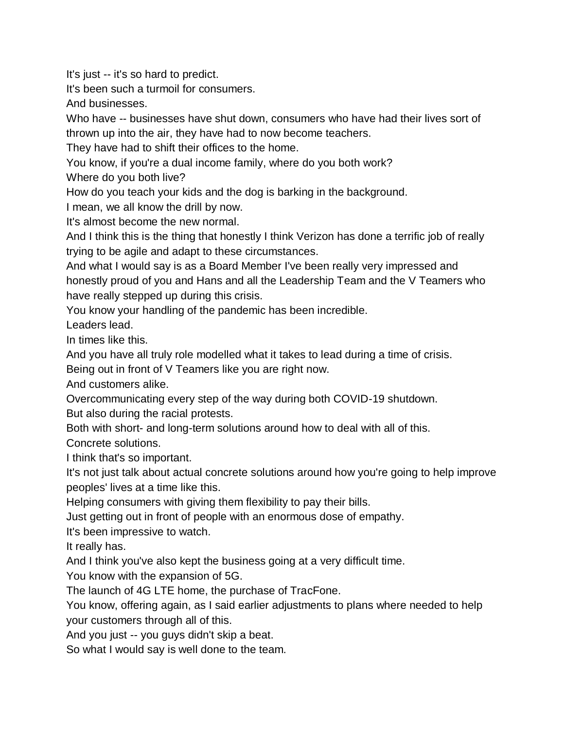It's just -- it's so hard to predict.

It's been such a turmoil for consumers.

And businesses.

Who have -- businesses have shut down, consumers who have had their lives sort of thrown up into the air, they have had to now become teachers.

They have had to shift their offices to the home.

You know, if you're a dual income family, where do you both work?

Where do you both live?

How do you teach your kids and the dog is barking in the background.

I mean, we all know the drill by now.

It's almost become the new normal.

And I think this is the thing that honestly I think Verizon has done a terrific job of really trying to be agile and adapt to these circumstances.

And what I would say is as a Board Member I've been really very impressed and honestly proud of you and Hans and all the Leadership Team and the V Teamers who have really stepped up during this crisis.

You know your handling of the pandemic has been incredible.

Leaders lead.

In times like this.

And you have all truly role modelled what it takes to lead during a time of crisis.

Being out in front of V Teamers like you are right now.

And customers alike.

Overcommunicating every step of the way during both COVID-19 shutdown.

But also during the racial protests.

Both with short- and long-term solutions around how to deal with all of this.

Concrete solutions.

I think that's so important.

It's not just talk about actual concrete solutions around how you're going to help improve peoples' lives at a time like this.

Helping consumers with giving them flexibility to pay their bills.

Just getting out in front of people with an enormous dose of empathy.

It's been impressive to watch.

It really has.

And I think you've also kept the business going at a very difficult time.

You know with the expansion of 5G.

The launch of 4G LTE home, the purchase of TracFone.

You know, offering again, as I said earlier adjustments to plans where needed to help your customers through all of this.

And you just -- you guys didn't skip a beat.

So what I would say is well done to the team.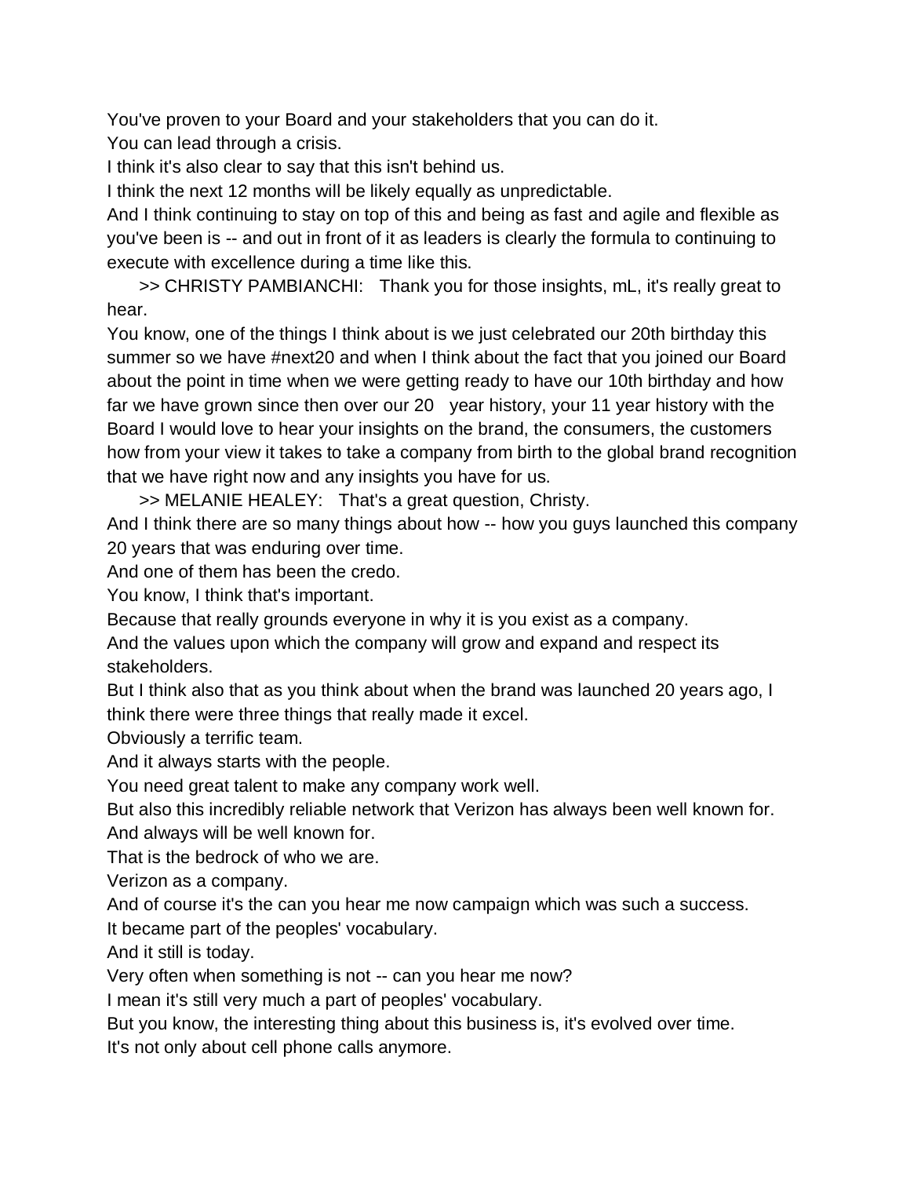You've proven to your Board and your stakeholders that you can do it.
You can lead through a crisis.
I think it's also clear to say that this isn't behind us.
I think the next 12 months will be likely equally as unpredictable.
And I think continuing to stay on top of this and being as fast and agile and flexible as you've been is -- and out in front of it as leaders is clearly the formula to continuing to execute with excellence during a time like this.

>> CHRISTY PAMBIANCHI: Thank you for those insights, mL, it's really great to hear.
You know, one of the things I think about is we just celebrated our 20th birthday this summer so we have #next20 and when I think about the fact that you joined our Board about the point in time when we were getting ready to have our 10th birthday and how far we have grown since then over our 20 year history, your 11 year history with the Board I would love to hear your insights on the brand, the consumers, the customers how from your view it takes to take a company from birth to the global brand recognition that we have right now and any insights you have for us.

>> MELANIE HEALEY: That's a great question, Christy.
And I think there are so many things about how -- how you guys launched this company 20 years that was enduring over time.
And one of them has been the credo.
You know, I think that's important.
Because that really grounds everyone in why it is you exist as a company.
And the values upon which the company will grow and expand and respect its stakeholders.
But I think also that as you think about when the brand was launched 20 years ago, I think there were three things that really made it excel.
Obviously a terrific team.
And it always starts with the people.
You need great talent to make any company work well.
But also this incredibly reliable network that Verizon has always been well known for.
And always will be well known for.
That is the bedrock of who we are.
Verizon as a company.
And of course it's the can you hear me now campaign which was such a success.
It became part of the peoples' vocabulary.
And it still is today.
Very often when something is not -- can you hear me now?
I mean it's still very much a part of peoples' vocabulary.
But you know, the interesting thing about this business is, it's evolved over time.
It's not only about cell phone calls anymore.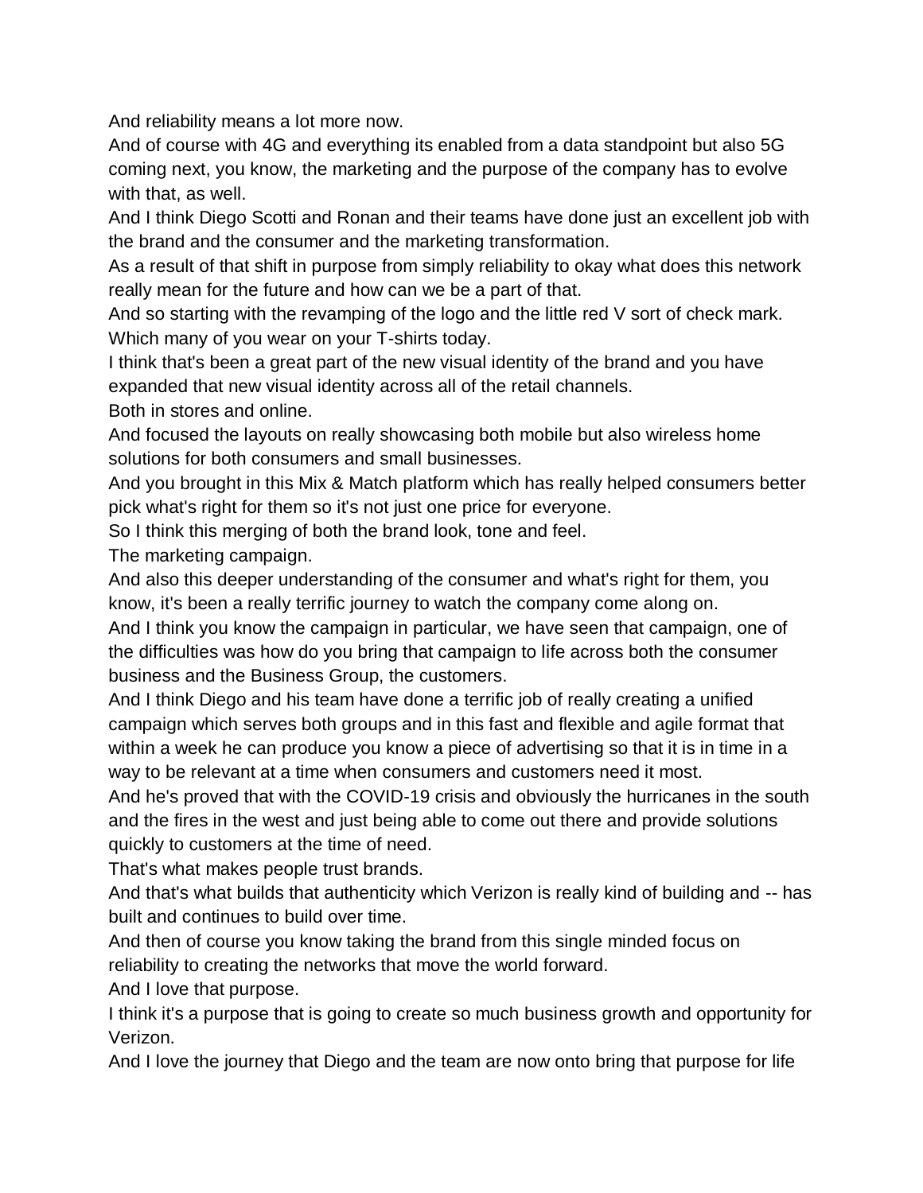And reliability means a lot more now.

And of course with 4G and everything its enabled from a data standpoint but also 5G coming next, you know, the marketing and the purpose of the company has to evolve with that, as well.

And I think Diego Scotti and Ronan and their teams have done just an excellent job with the brand and the consumer and the marketing transformation.

As a result of that shift in purpose from simply reliability to okay what does this network really mean for the future and how can we be a part of that.

And so starting with the revamping of the logo and the little red V sort of check mark. Which many of you wear on your T-shirts today.

I think that's been a great part of the new visual identity of the brand and you have expanded that new visual identity across all of the retail channels.

Both in stores and online.

And focused the layouts on really showcasing both mobile but also wireless home solutions for both consumers and small businesses.

And you brought in this Mix & Match platform which has really helped consumers better pick what's right for them so it's not just one price for everyone.

So I think this merging of both the brand look, tone and feel.

The marketing campaign.

And also this deeper understanding of the consumer and what's right for them, you know, it's been a really terrific journey to watch the company come along on.

And I think you know the campaign in particular, we have seen that campaign, one of the difficulties was how do you bring that campaign to life across both the consumer business and the Business Group, the customers.

And I think Diego and his team have done a terrific job of really creating a unified campaign which serves both groups and in this fast and flexible and agile format that within a week he can produce you know a piece of advertising so that it is in time in a way to be relevant at a time when consumers and customers need it most.

And he's proved that with the COVID-19 crisis and obviously the hurricanes in the south and the fires in the west and just being able to come out there and provide solutions quickly to customers at the time of need.

That's what makes people trust brands.

And that's what builds that authenticity which Verizon is really kind of building and -- has built and continues to build over time.

And then of course you know taking the brand from this single minded focus on reliability to creating the networks that move the world forward.

And I love that purpose.

I think it's a purpose that is going to create so much business growth and opportunity for Verizon.

And I love the journey that Diego and the team are now onto bring that purpose for life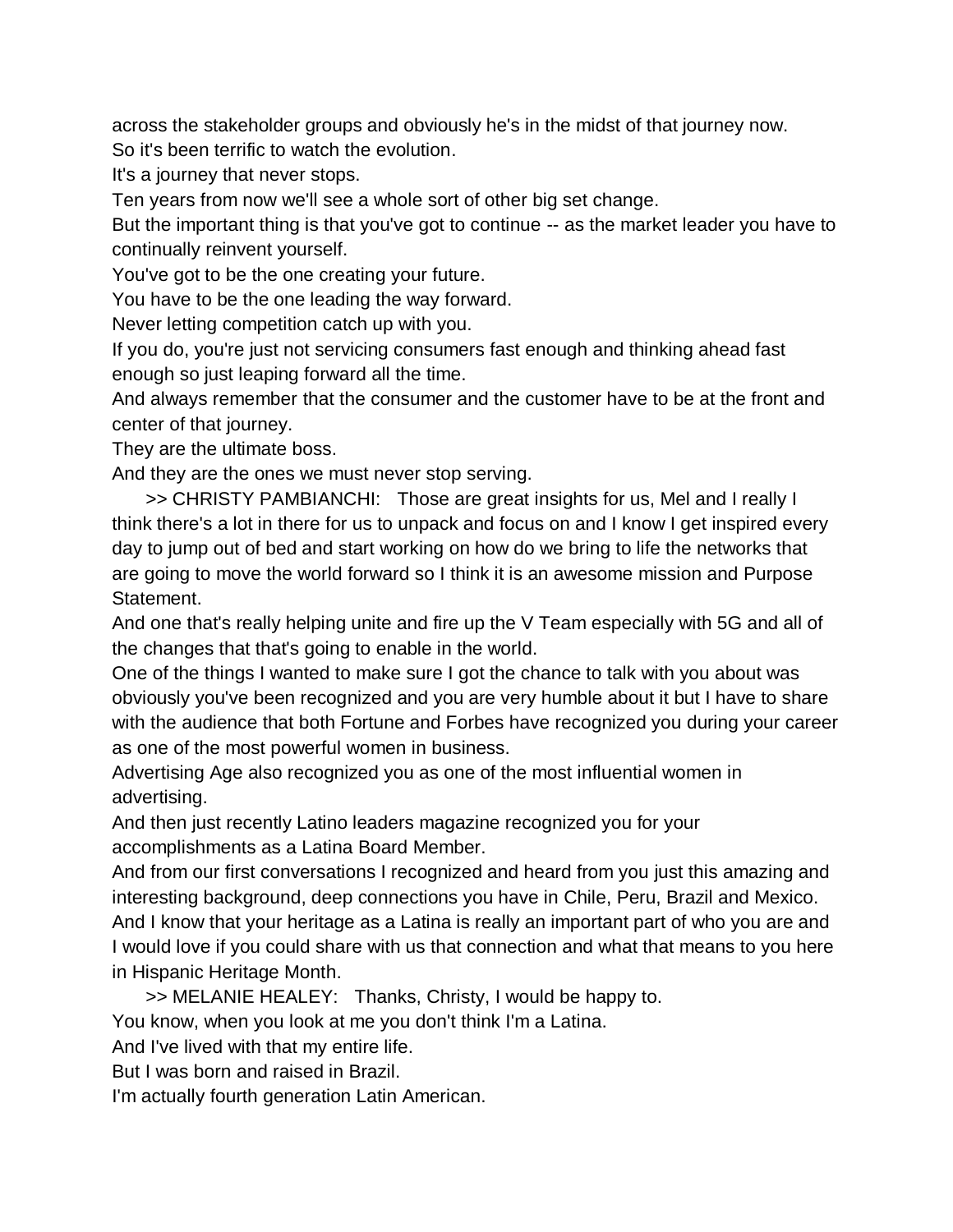across the stakeholder groups and obviously he's in the midst of that journey now.
So it's been terrific to watch the evolution.
It's a journey that never stops.
Ten years from now we'll see a whole sort of other big set change.
But the important thing is that you've got to continue -- as the market leader you have to continually reinvent yourself.
You've got to be the one creating your future.
You have to be the one leading the way forward.
Never letting competition catch up with you.
If you do, you're just not servicing consumers fast enough and thinking ahead fast enough so just leaping forward all the time.
And always remember that the consumer and the customer have to be at the front and center of that journey.
They are the ultimate boss.
And they are the ones we must never stop serving.

>> CHRISTY PAMBIANCHI: Those are great insights for us, Mel and I really I think there's a lot in there for us to unpack and focus on and I know I get inspired every day to jump out of bed and start working on how do we bring to life the networks that are going to move the world forward so I think it is an awesome mission and Purpose Statement.
And one that's really helping unite and fire up the V Team especially with 5G and all of the changes that that's going to enable in the world.
One of the things I wanted to make sure I got the chance to talk with you about was obviously you've been recognized and you are very humble about it but I have to share with the audience that both Fortune and Forbes have recognized you during your career as one of the most powerful women in business.
Advertising Age also recognized you as one of the most influential women in advertising.
And then just recently Latino leaders magazine recognized you for your accomplishments as a Latina Board Member.
And from our first conversations I recognized and heard from you just this amazing and interesting background, deep connections you have in Chile, Peru, Brazil and Mexico.
And I know that your heritage as a Latina is really an important part of who you are and I would love if you could share with us that connection and what that means to you here in Hispanic Heritage Month.

>> MELANIE HEALEY: Thanks, Christy, I would be happy to.
You know, when you look at me you don't think I'm a Latina.
And I've lived with that my entire life.
But I was born and raised in Brazil.
I'm actually fourth generation Latin American.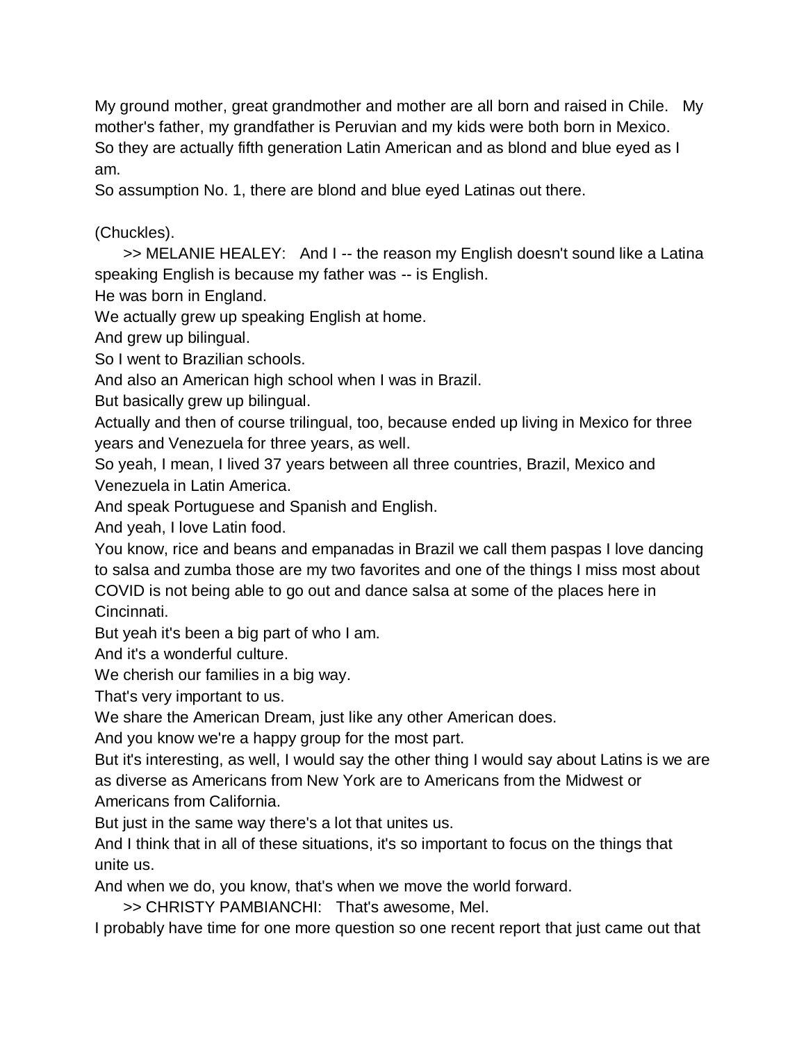My ground mother, great grandmother and mother are all born and raised in Chile. My mother's father, my grandfather is Peruvian and my kids were both born in Mexico.
So they are actually fifth generation Latin American and as blond and blue eyed as I am.
So assumption No. 1, there are blond and blue eyed Latinas out there.

(Chuckles).

>> MELANIE HEALEY: And I -- the reason my English doesn't sound like a Latina speaking English is because my father was -- is English.
He was born in England.
We actually grew up speaking English at home.
And grew up bilingual.
So I went to Brazilian schools.
And also an American high school when I was in Brazil.
But basically grew up bilingual.
Actually and then of course trilingual, too, because ended up living in Mexico for three years and Venezuela for three years, as well.
So yeah, I mean, I lived 37 years between all three countries, Brazil, Mexico and Venezuela in Latin America.
And speak Portuguese and Spanish and English.
And yeah, I love Latin food.
You know, rice and beans and empanadas in Brazil we call them paspas I love dancing to salsa and zumba those are my two favorites and one of the things I miss most about COVID is not being able to go out and dance salsa at some of the places here in Cincinnati.
But yeah it's been a big part of who I am.
And it's a wonderful culture.
We cherish our families in a big way.
That's very important to us.
We share the American Dream, just like any other American does.
And you know we're a happy group for the most part.
But it's interesting, as well, I would say the other thing I would say about Latins is we are as diverse as Americans from New York are to Americans from the Midwest or Americans from California.
But just in the same way there's a lot that unites us.
And I think that in all of these situations, it's so important to focus on the things that unite us.
And when we do, you know, that's when we move the world forward.

>> CHRISTY PAMBIANCHI: That's awesome, Mel.
I probably have time for one more question so one recent report that just came out that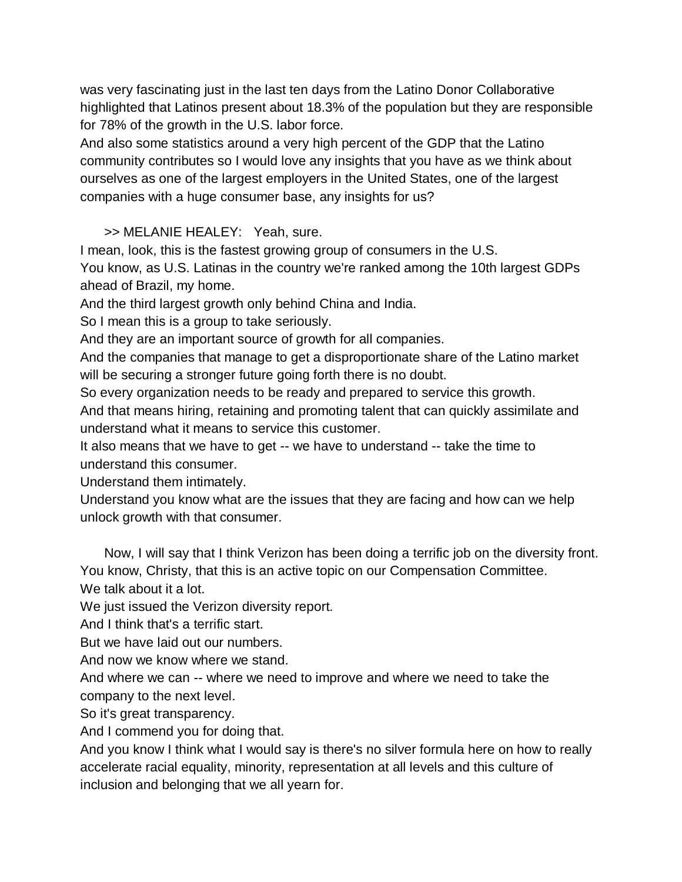was very fascinating just in the last ten days from the Latino Donor Collaborative highlighted that Latinos present about 18.3% of the population but they are responsible for 78% of the growth in the U.S. labor force.
And also some statistics around a very high percent of the GDP that the Latino community contributes so I would love any insights that you have as we think about ourselves as one of the largest employers in the United States, one of the largest companies with a huge consumer base, any insights for us?

>> MELANIE HEALEY: Yeah, sure.
I mean, look, this is the fastest growing group of consumers in the U.S.
You know, as U.S. Latinas in the country we're ranked among the 10th largest GDPs ahead of Brazil, my home.
And the third largest growth only behind China and India.
So I mean this is a group to take seriously.
And they are an important source of growth for all companies.
And the companies that manage to get a disproportionate share of the Latino market will be securing a stronger future going forth there is no doubt.
So every organization needs to be ready and prepared to service this growth.
And that means hiring, retaining and promoting talent that can quickly assimilate and understand what it means to service this customer.
It also means that we have to get -- we have to understand -- take the time to understand this consumer.
Understand them intimately.
Understand you know what are the issues that they are facing and how can we help unlock growth with that consumer.

Now, I will say that I think Verizon has been doing a terrific job on the diversity front.
You know, Christy, that this is an active topic on our Compensation Committee.
We talk about it a lot.
We just issued the Verizon diversity report.
And I think that's a terrific start.
But we have laid out our numbers.
And now we know where we stand.
And where we can -- where we need to improve and where we need to take the company to the next level.
So it's great transparency.
And I commend you for doing that.
And you know I think what I would say is there's no silver formula here on how to really accelerate racial equality, minority, representation at all levels and this culture of inclusion and belonging that we all yearn for.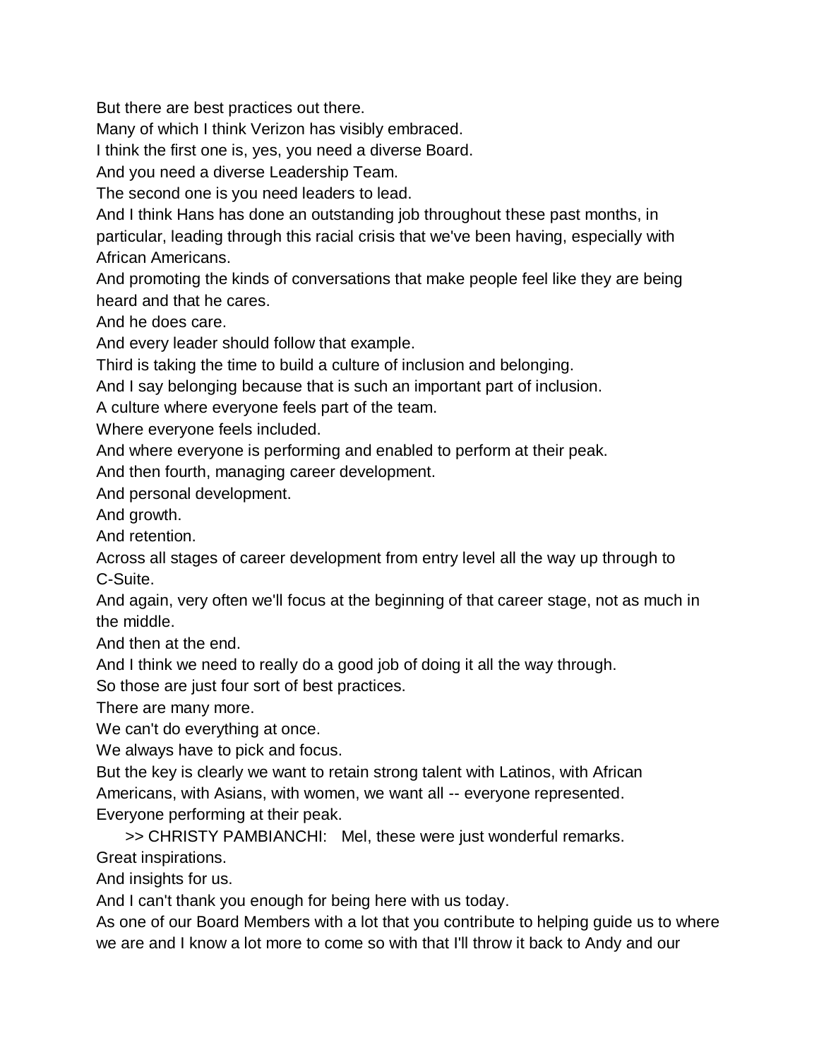But there are best practices out there.

Many of which I think Verizon has visibly embraced.

I think the first one is, yes, you need a diverse Board.

And you need a diverse Leadership Team.

The second one is you need leaders to lead.

And I think Hans has done an outstanding job throughout these past months, in particular, leading through this racial crisis that we've been having, especially with African Americans.

And promoting the kinds of conversations that make people feel like they are being heard and that he cares.

And he does care.

And every leader should follow that example.

Third is taking the time to build a culture of inclusion and belonging.

And I say belonging because that is such an important part of inclusion.

A culture where everyone feels part of the team.

Where everyone feels included.

And where everyone is performing and enabled to perform at their peak.

And then fourth, managing career development.

And personal development.

And growth.

And retention.

Across all stages of career development from entry level all the way up through to C-Suite.

And again, very often we'll focus at the beginning of that career stage, not as much in the middle.

And then at the end.

And I think we need to really do a good job of doing it all the way through.

So those are just four sort of best practices.

There are many more.

We can't do everything at once.

We always have to pick and focus.

But the key is clearly we want to retain strong talent with Latinos, with African Americans, with Asians, with women, we want all -- everyone represented.

Everyone performing at their peak.

>> CHRISTY PAMBIANCHI: Mel, these were just wonderful remarks.

Great inspirations.

And insights for us.

And I can't thank you enough for being here with us today.

As one of our Board Members with a lot that you contribute to helping guide us to where we are and I know a lot more to come so with that I'll throw it back to Andy and our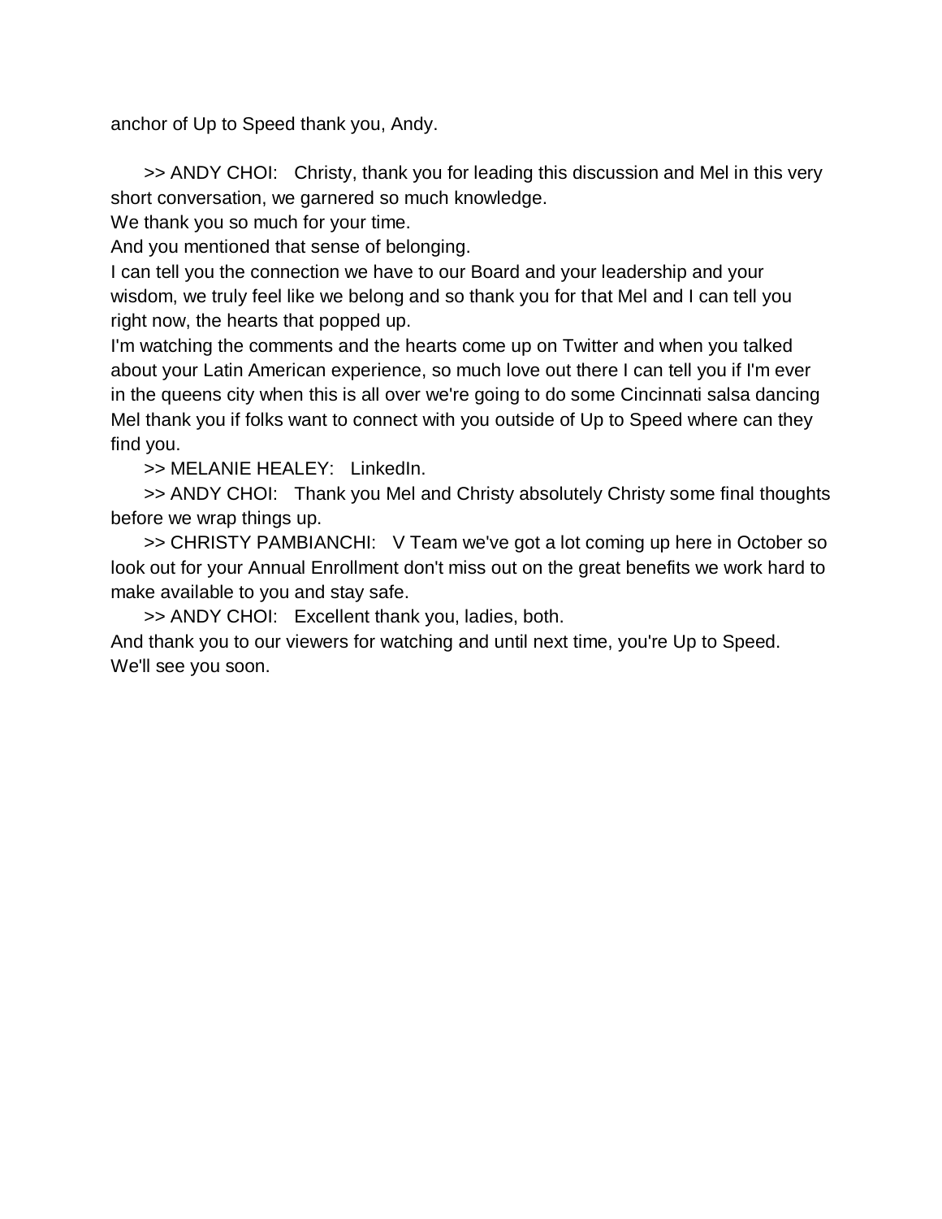anchor of Up to Speed thank you, Andy.

>> ANDY CHOI: Christy, thank you for leading this discussion and Mel in this very short conversation, we garnered so much knowledge.
We thank you so much for your time.
And you mentioned that sense of belonging.
I can tell you the connection we have to our Board and your leadership and your wisdom, we truly feel like we belong and so thank you for that Mel and I can tell you right now, the hearts that popped up.
I'm watching the comments and the hearts come up on Twitter and when you talked about your Latin American experience, so much love out there I can tell you if I'm ever in the queens city when this is all over we're going to do some Cincinnati salsa dancing Mel thank you if folks want to connect with you outside of Up to Speed where can they find you.

>> MELANIE HEALEY: LinkedIn.

>> ANDY CHOI: Thank you Mel and Christy absolutely Christy some final thoughts before we wrap things up.

>> CHRISTY PAMBIANCHI: V Team we've got a lot coming up here in October so look out for your Annual Enrollment don't miss out on the great benefits we work hard to make available to you and stay safe.

>> ANDY CHOI: Excellent thank you, ladies, both.
And thank you to our viewers for watching and until next time, you're Up to Speed.
We'll see you soon.